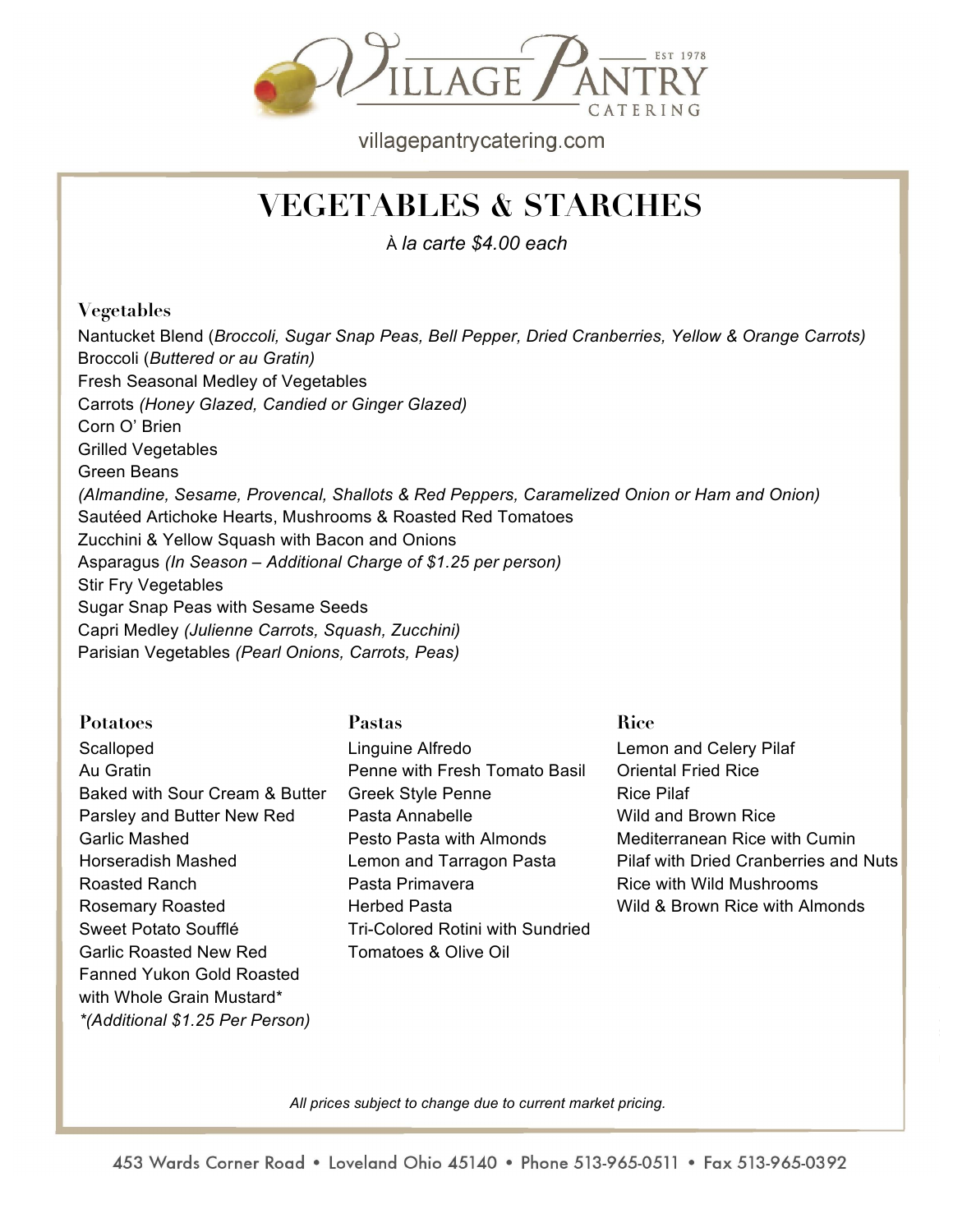VILLAGE PANTRY CATERING
EST 1978

villagepantrycatering.com

# VEGETABLES & STARCHES

*À la carte $4.00 each*

## Vegetables

Nantucket Blend (*Broccoli, Sugar Snap Peas, Bell Pepper, Dried Cranberries, Yellow & Orange Carrots)*
Broccoli (*Buttered or au Gratin)*
Fresh Seasonal Medley of Vegetables
Carrots *(Honey Glazed, Candied or Ginger Glazed)*
Corn O' Brien
Grilled Vegetables
Green Beans
*(Almandine, Sesame, Provencal, Shallots & Red Peppers, Caramelized Onion or Ham and Onion)*
Sautéed Artichoke Hearts, Mushrooms & Roasted Red Tomatoes
Zucchini & Yellow Squash with Bacon and Onions
Asparagus *(In Season – Additional Charge of $1.25 per person)*
Stir Fry Vegetables
Sugar Snap Peas with Sesame Seeds
Capri Medley *(Julienne Carrots, Squash, Zucchini)*
Parisian Vegetables *(Pearl Onions, Carrots, Peas)*

## Potatoes

Scalloped
Au Gratin
Baked with Sour Cream & Butter
Parsley and Butter New Red
Garlic Mashed
Horseradish Mashed
Roasted Ranch
Rosemary Roasted
Sweet Potato Soufflé
Garlic Roasted New Red
Fanned Yukon Gold Roasted with Whole Grain Mustard*
*\*(Additional $1.25 Per Person)*

## Pastas

Linguine Alfredo
Penne with Fresh Tomato Basil
Greek Style Penne
Pasta Annabelle
Pesto Pasta with Almonds
Lemon and Tarragon Pasta
Pasta Primavera
Herbed Pasta
Tri-Colored Rotini with Sundried Tomatoes & Olive Oil

## Rice

Lemon and Celery Pilaf
Oriental Fried Rice
Rice Pilaf
Wild and Brown Rice
Mediterranean Rice with Cumin
Pilaf with Dried Cranberries and Nuts
Rice with Wild Mushrooms
Wild & Brown Rice with Almonds

*All prices subject to change due to current market pricing.*

453 Wards Corner Road • Loveland Ohio 45140 • Phone 513-965-0511 • Fax 513-965-0392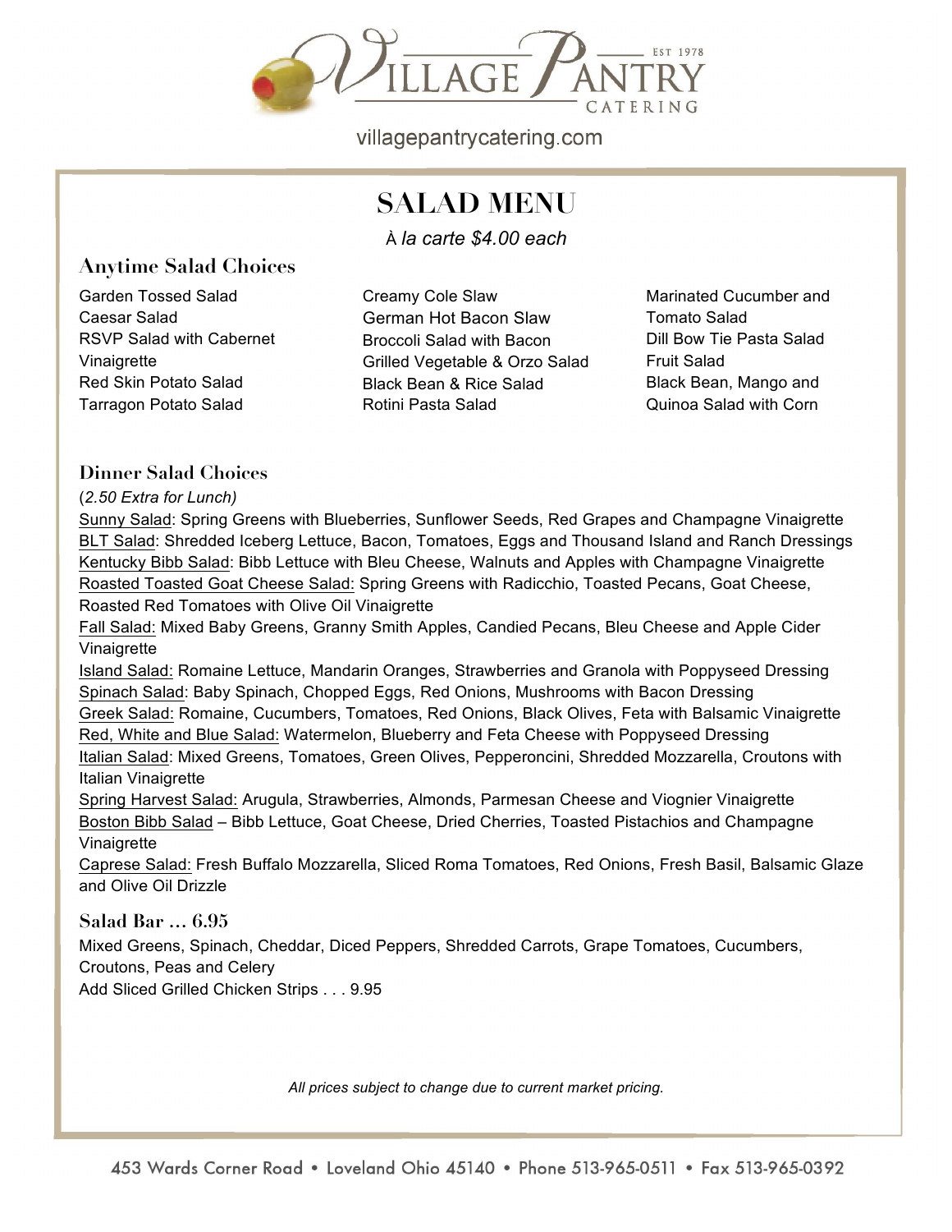# VILLAGE PANTRY CATERING

EST 1978

villagepantrycatering.com

## SALAD MENU

*À la carte $4.00 each*

### Anytime Salad Choices

- Garden Tossed Salad
- Caesar Salad
- RSVP Salad with Cabernet Vinaigrette
- Red Skin Potato Salad
- Tarragon Potato Salad
- Creamy Cole Slaw
- German Hot Bacon Slaw
- Broccoli Salad with Bacon
- Grilled Vegetable & Orzo Salad
- Black Bean & Rice Salad
- Rotini Pasta Salad
- Marinated Cucumber and Tomato Salad
- Dill Bow Tie Pasta Salad
- Fruit Salad
- Black Bean, Mango and Quinoa Salad with Corn

### Dinner Salad Choices

*(2.50 Extra for Lunch)*

Sunny Salad: Spring Greens with Blueberries, Sunflower Seeds, Red Grapes and Champagne Vinaigrette

BLT Salad: Shredded Iceberg Lettuce, Bacon, Tomatoes, Eggs and Thousand Island and Ranch Dressings

Kentucky Bibb Salad: Bibb Lettuce with Bleu Cheese, Walnuts and Apples with Champagne Vinaigrette

Roasted Toasted Goat Cheese Salad: Spring Greens with Radicchio, Toasted Pecans, Goat Cheese, Roasted Red Tomatoes with Olive Oil Vinaigrette

Fall Salad: Mixed Baby Greens, Granny Smith Apples, Candied Pecans, Bleu Cheese and Apple Cider Vinaigrette

Island Salad: Romaine Lettuce, Mandarin Oranges, Strawberries and Granola with Poppyseed Dressing

Spinach Salad: Baby Spinach, Chopped Eggs, Red Onions, Mushrooms with Bacon Dressing

Greek Salad: Romaine, Cucumbers, Tomatoes, Red Onions, Black Olives, Feta with Balsamic Vinaigrette

Red, White and Blue Salad: Watermelon, Blueberry and Feta Cheese with Poppyseed Dressing

Italian Salad: Mixed Greens, Tomatoes, Green Olives, Pepperoncini, Shredded Mozzarella, Croutons with Italian Vinaigrette

Spring Harvest Salad: Arugula, Strawberries, Almonds, Parmesan Cheese and Viognier Vinaigrette

Boston Bibb Salad – Bibb Lettuce, Goat Cheese, Dried Cherries, Toasted Pistachios and Champagne Vinaigrette

Caprese Salad: Fresh Buffalo Mozzarella, Sliced Roma Tomatoes, Red Onions, Fresh Basil, Balsamic Glaze and Olive Oil Drizzle

### Salad Bar … 6.95

Mixed Greens, Spinach, Cheddar, Diced Peppers, Shredded Carrots, Grape Tomatoes, Cucumbers, Croutons, Peas and Celery

Add Sliced Grilled Chicken Strips . . . 9.95

*All prices subject to change due to current market pricing.*

453 Wards Corner Road • Loveland Ohio 45140 • Phone 513-965-0511 • Fax 513-965-0392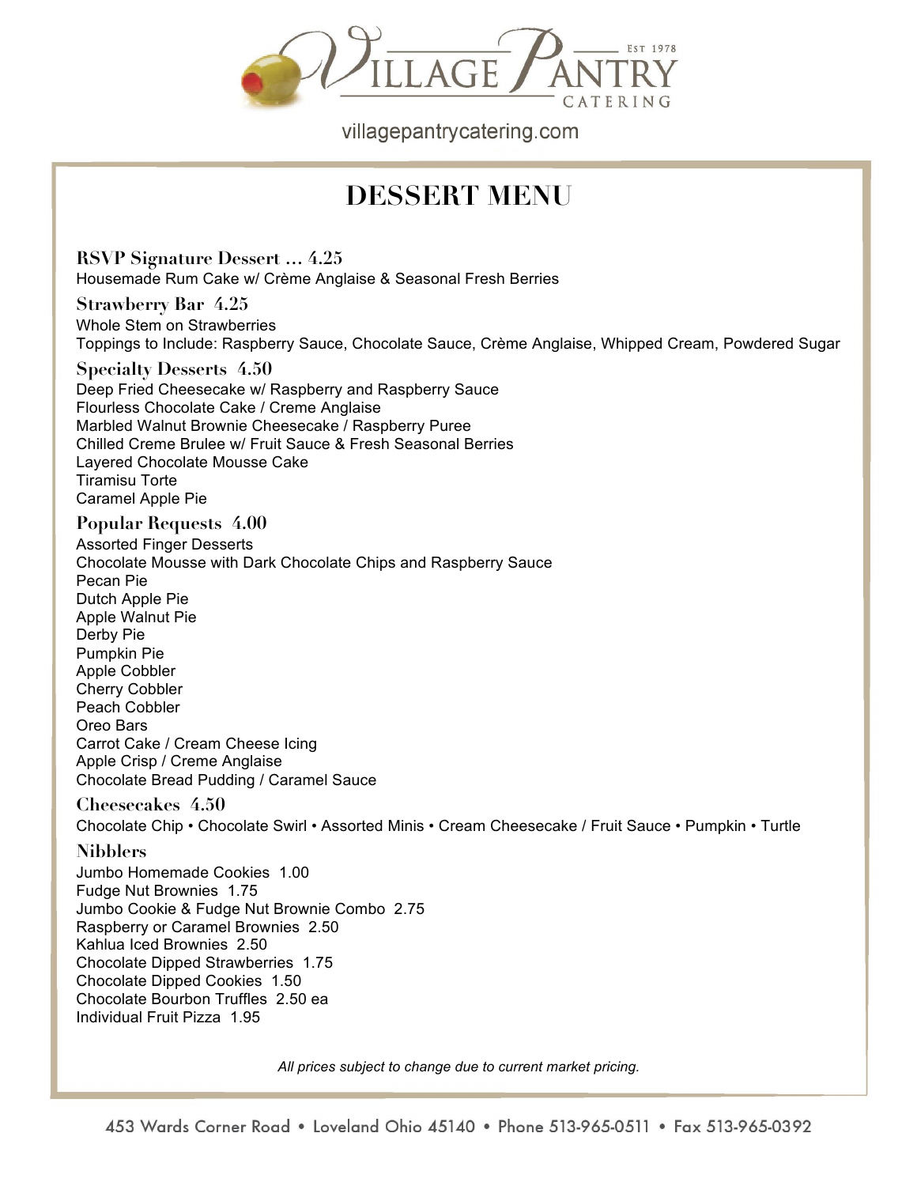# VILLAGE PANTRY

EST 1978

CATERING

villagepantrycatering.com

## DESSERT MENU

### RSVP Signature Dessert ... 4.25

Housemade Rum Cake w/ Crème Anglaise & Seasonal Fresh Berries

### Strawberry Bar 4.25

Whole Stem on Strawberries
Toppings to Include: Raspberry Sauce, Chocolate Sauce, Crème Anglaise, Whipped Cream, Powdered Sugar

### Specialty Desserts 4.50

Deep Fried Cheesecake w/ Raspberry and Raspberry Sauce
Flourless Chocolate Cake / Creme Anglaise
Marbled Walnut Brownie Cheesecake / Raspberry Puree
Chilled Creme Brulee w/ Fruit Sauce & Fresh Seasonal Berries
Layered Chocolate Mousse Cake
Tiramisu Torte
Caramel Apple Pie

### Popular Requests 4.00

Assorted Finger Desserts
Chocolate Mousse with Dark Chocolate Chips and Raspberry Sauce
Pecan Pie
Dutch Apple Pie
Apple Walnut Pie
Derby Pie
Pumpkin Pie
Apple Cobbler
Cherry Cobbler
Peach Cobbler
Oreo Bars
Carrot Cake / Cream Cheese Icing
Apple Crisp / Creme Anglaise
Chocolate Bread Pudding / Caramel Sauce

### Cheesecakes 4.50

Chocolate Chip • Chocolate Swirl • Assorted Minis • Cream Cheesecake / Fruit Sauce • Pumpkin • Turtle

### Nibblers

Jumbo Homemade Cookies 1.00
Fudge Nut Brownies 1.75
Jumbo Cookie & Fudge Nut Brownie Combo 2.75
Raspberry or Caramel Brownies 2.50
Kahlua Iced Brownies 2.50
Chocolate Dipped Strawberries 1.75
Chocolate Dipped Cookies 1.50
Chocolate Bourbon Truffles 2.50 ea
Individual Fruit Pizza 1.95

*All prices subject to change due to current market pricing.*

453 Wards Corner Road • Loveland Ohio 45140 • Phone 513-965-0511 • Fax 513-965-0392